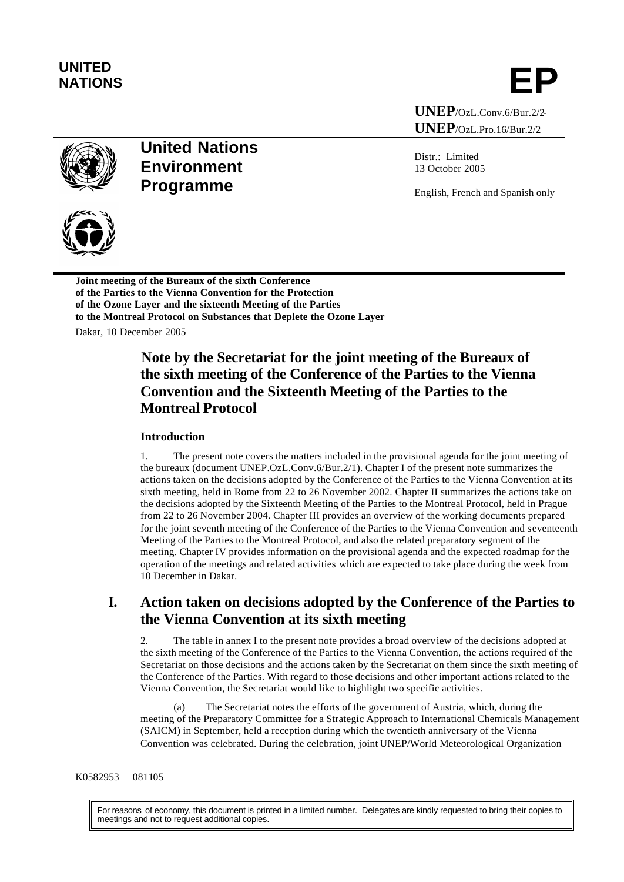**UNITED NATIONS**

**EP**

**UNEP**/OzL.Conv.6/Bur.2/2-
**UNEP**/OzL.Pro.16/Bur.2/2

**United Nations Environment Programme**

Distr.: Limited
13 October 2005

English, French and Spanish only

**Joint meeting of the Bureaux of the sixth Conference of the Parties to the Vienna Convention for the Protection of the Ozone Layer and the sixteenth Meeting of the Parties to the Montreal Protocol on Substances that Deplete the Ozone Layer**

Dakar, 10 December 2005

# Note by the Secretariat for the joint meeting of the Bureaux of the sixth meeting of the Conference of the Parties to the Vienna Convention and the Sixteenth Meeting of the Parties to the Montreal Protocol

### Introduction

1. The present note covers the matters included in the provisional agenda for the joint meeting of the bureaux (document UNEP.OzL.Conv.6/Bur.2/1). Chapter I of the present note summarizes the actions taken on the decisions adopted by the Conference of the Parties to the Vienna Convention at its sixth meeting, held in Rome from 22 to 26 November 2002. Chapter II summarizes the actions take on the decisions adopted by the Sixteenth Meeting of the Parties to the Montreal Protocol, held in Prague from 22 to 26 November 2004. Chapter III provides an overview of the working documents prepared for the joint seventh meeting of the Conference of the Parties to the Vienna Convention and seventeenth Meeting of the Parties to the Montreal Protocol, and also the related preparatory segment of the meeting. Chapter IV provides information on the provisional agenda and the expected roadmap for the operation of the meetings and related activities which are expected to take place during the week from 10 December in Dakar.

## I. Action taken on decisions adopted by the Conference of the Parties to the Vienna Convention at its sixth meeting

2. The table in annex I to the present note provides a broad overview of the decisions adopted at the sixth meeting of the Conference of the Parties to the Vienna Convention, the actions required of the Secretariat on those decisions and the actions taken by the Secretariat on them since the sixth meeting of the Conference of the Parties. With regard to those decisions and other important actions related to the Vienna Convention, the Secretariat would like to highlight two specific activities.

(a) The Secretariat notes the efforts of the government of Austria, which, during the meeting of the Preparatory Committee for a Strategic Approach to International Chemicals Management (SAICM) in September, held a reception during which the twentieth anniversary of the Vienna Convention was celebrated. During the celebration, joint UNEP/World Meteorological Organization

K0582953 081105

For reasons of economy, this document is printed in a limited number. Delegates are kindly requested to bring their copies to meetings and not to request additional copies.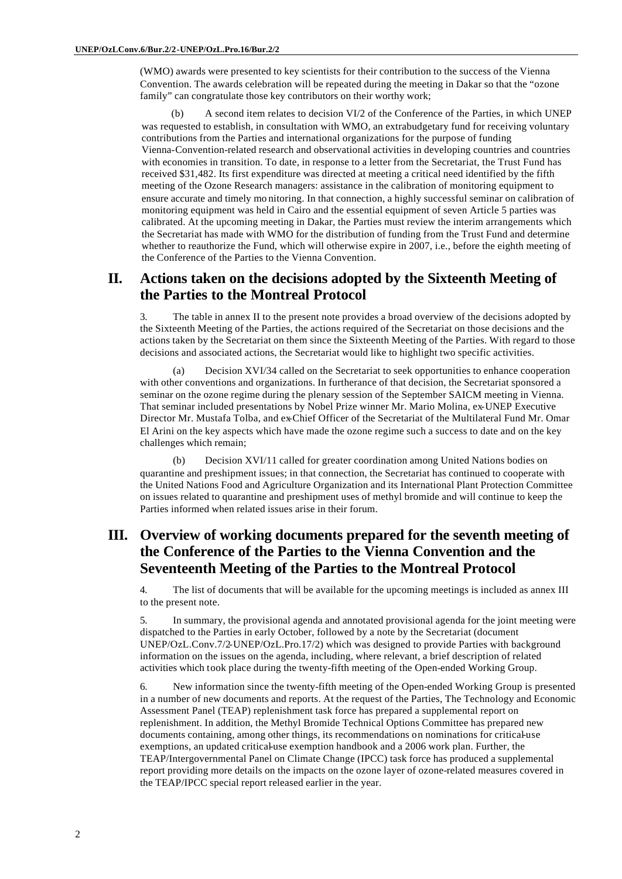(WMO) awards were presented to key scientists for their contribution to the success of the Vienna Convention. The awards celebration will be repeated during the meeting in Dakar so that the "ozone family" can congratulate those key contributors on their worthy work;

(b) A second item relates to decision VI/2 of the Conference of the Parties, in which UNEP was requested to establish, in consultation with WMO, an extrabudgetary fund for receiving voluntary contributions from the Parties and international organizations for the purpose of funding Vienna-Convention-related research and observational activities in developing countries and countries with economies in transition. To date, in response to a letter from the Secretariat, the Trust Fund has received $31,482. Its first expenditure was directed at meeting a critical need identified by the fifth meeting of the Ozone Research managers: assistance in the calibration of monitoring equipment to ensure accurate and timely monitoring. In that connection, a highly successful seminar on calibration of monitoring equipment was held in Cairo and the essential equipment of seven Article 5 parties was calibrated. At the upcoming meeting in Dakar, the Parties must review the interim arrangements which the Secretariat has made with WMO for the distribution of funding from the Trust Fund and determine whether to reauthorize the Fund, which will otherwise expire in 2007, i.e., before the eighth meeting of the Conference of the Parties to the Vienna Convention.

## II. Actions taken on the decisions adopted by the Sixteenth Meeting of the Parties to the Montreal Protocol

3. The table in annex II to the present note provides a broad overview of the decisions adopted by the Sixteenth Meeting of the Parties, the actions required of the Secretariat on those decisions and the actions taken by the Secretariat on them since the Sixteenth Meeting of the Parties. With regard to those decisions and associated actions, the Secretariat would like to highlight two specific activities.

(a) Decision XVI/34 called on the Secretariat to seek opportunities to enhance cooperation with other conventions and organizations. In furtherance of that decision, the Secretariat sponsored a seminar on the ozone regime during the plenary session of the September SAICM meeting in Vienna. That seminar included presentations by Nobel Prize winner Mr. Mario Molina, ex-UNEP Executive Director Mr. Mustafa Tolba, and ex-Chief Officer of the Secretariat of the Multilateral Fund Mr. Omar El Arini on the key aspects which have made the ozone regime such a success to date and on the key challenges which remain;

(b) Decision XVI/11 called for greater coordination among United Nations bodies on quarantine and preshipment issues; in that connection, the Secretariat has continued to cooperate with the United Nations Food and Agriculture Organization and its International Plant Protection Committee on issues related to quarantine and preshipment uses of methyl bromide and will continue to keep the Parties informed when related issues arise in their forum.

## III. Overview of working documents prepared for the seventh meeting of the Conference of the Parties to the Vienna Convention and the Seventeenth Meeting of the Parties to the Montreal Protocol

4. The list of documents that will be available for the upcoming meetings is included as annex III to the present note.

5. In summary, the provisional agenda and annotated provisional agenda for the joint meeting were dispatched to the Parties in early October, followed by a note by the Secretariat (document UNEP/OzL.Conv.7/2-UNEP/OzL.Pro.17/2) which was designed to provide Parties with background information on the issues on the agenda, including, where relevant, a brief description of related activities which took place during the twenty-fifth meeting of the Open-ended Working Group.

6. New information since the twenty-fifth meeting of the Open-ended Working Group is presented in a number of new documents and reports. At the request of the Parties, The Technology and Economic Assessment Panel (TEAP) replenishment task force has prepared a supplemental report on replenishment. In addition, the Methyl Bromide Technical Options Committee has prepared new documents containing, among other things, its recommendations on nominations for critical-use exemptions, an updated critical-use exemption handbook and a 2006 work plan. Further, the TEAP/Intergovernmental Panel on Climate Change (IPCC) task force has produced a supplemental report providing more details on the impacts on the ozone layer of ozone-related measures covered in the TEAP/IPCC special report released earlier in the year.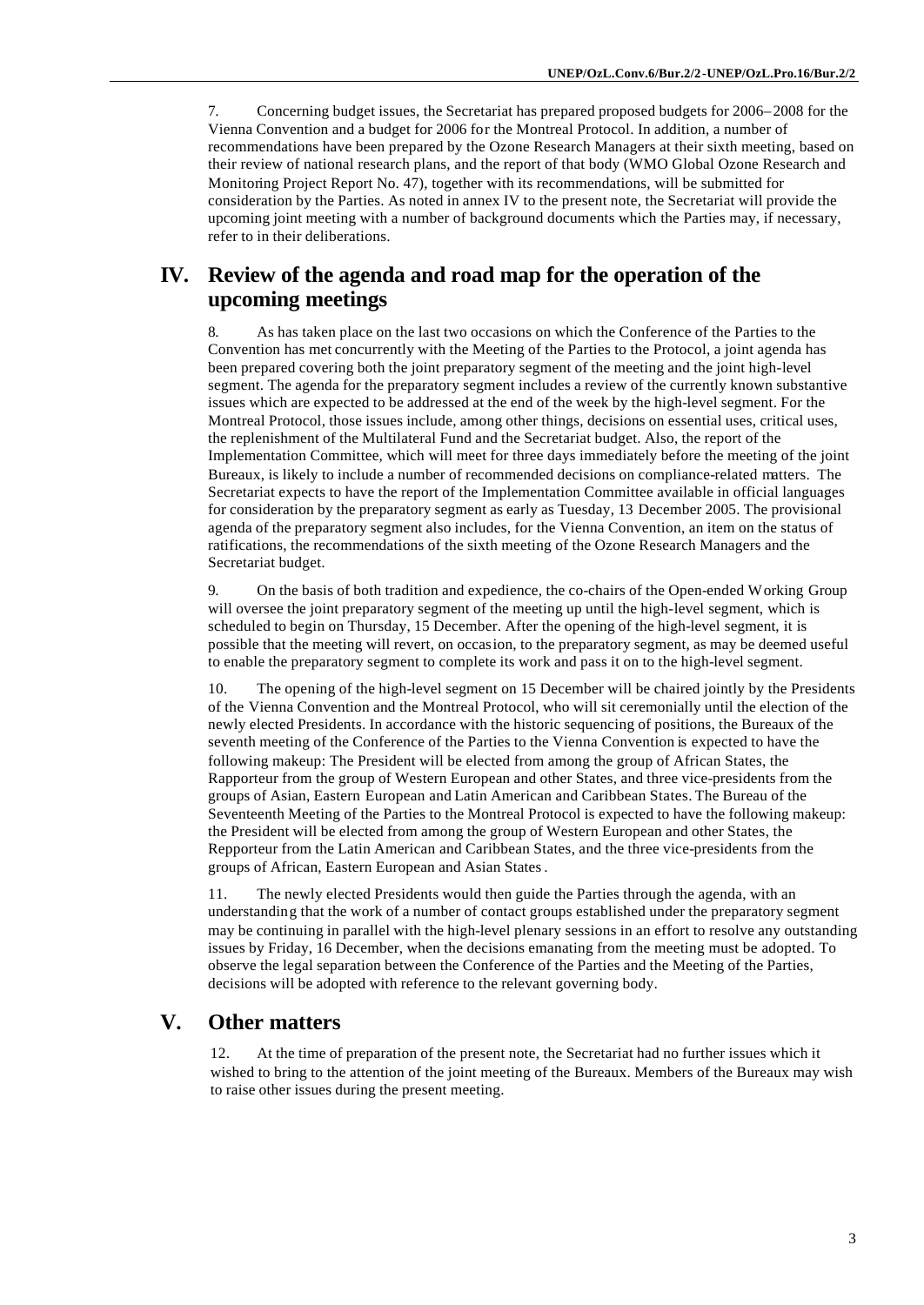7. Concerning budget issues, the Secretariat has prepared proposed budgets for 2006–2008 for the Vienna Convention and a budget for 2006 for the Montreal Protocol. In addition, a number of recommendations have been prepared by the Ozone Research Managers at their sixth meeting, based on their review of national research plans, and the report of that body (WMO Global Ozone Research and Monitoring Project Report No. 47), together with its recommendations, will be submitted for consideration by the Parties. As noted in annex IV to the present note, the Secretariat will provide the upcoming joint meeting with a number of background documents which the Parties may, if necessary, refer to in their deliberations.

## IV. Review of the agenda and road map for the operation of the upcoming meetings

8. As has taken place on the last two occasions on which the Conference of the Parties to the Convention has met concurrently with the Meeting of the Parties to the Protocol, a joint agenda has been prepared covering both the joint preparatory segment of the meeting and the joint high-level segment. The agenda for the preparatory segment includes a review of the currently known substantive issues which are expected to be addressed at the end of the week by the high-level segment. For the Montreal Protocol, those issues include, among other things, decisions on essential uses, critical uses, the replenishment of the Multilateral Fund and the Secretariat budget. Also, the report of the Implementation Committee, which will meet for three days immediately before the meeting of the joint Bureaux, is likely to include a number of recommended decisions on compliance-related matters. The Secretariat expects to have the report of the Implementation Committee available in official languages for consideration by the preparatory segment as early as Tuesday, 13 December 2005. The provisional agenda of the preparatory segment also includes, for the Vienna Convention, an item on the status of ratifications, the recommendations of the sixth meeting of the Ozone Research Managers and the Secretariat budget.

9. On the basis of both tradition and expedience, the co-chairs of the Open-ended Working Group will oversee the joint preparatory segment of the meeting up until the high-level segment, which is scheduled to begin on Thursday, 15 December. After the opening of the high-level segment, it is possible that the meeting will revert, on occasion, to the preparatory segment, as may be deemed useful to enable the preparatory segment to complete its work and pass it on to the high-level segment.

10. The opening of the high-level segment on 15 December will be chaired jointly by the Presidents of the Vienna Convention and the Montreal Protocol, who will sit ceremonially until the election of the newly elected Presidents. In accordance with the historic sequencing of positions, the Bureaux of the seventh meeting of the Conference of the Parties to the Vienna Convention is expected to have the following makeup: The President will be elected from among the group of African States, the Rapporteur from the group of Western European and other States, and three vice-presidents from the groups of Asian, Eastern European and Latin American and Caribbean States. The Bureau of the Seventeenth Meeting of the Parties to the Montreal Protocol is expected to have the following makeup: the President will be elected from among the group of Western European and other States, the Repporteur from the Latin American and Caribbean States, and the three vice-presidents from the groups of African, Eastern European and Asian States.

11. The newly elected Presidents would then guide the Parties through the agenda, with an understanding that the work of a number of contact groups established under the preparatory segment may be continuing in parallel with the high-level plenary sessions in an effort to resolve any outstanding issues by Friday, 16 December, when the decisions emanating from the meeting must be adopted. To observe the legal separation between the Conference of the Parties and the Meeting of the Parties, decisions will be adopted with reference to the relevant governing body.

## V. Other matters

12. At the time of preparation of the present note, the Secretariat had no further issues which it wished to bring to the attention of the joint meeting of the Bureaux. Members of the Bureaux may wish to raise other issues during the present meeting.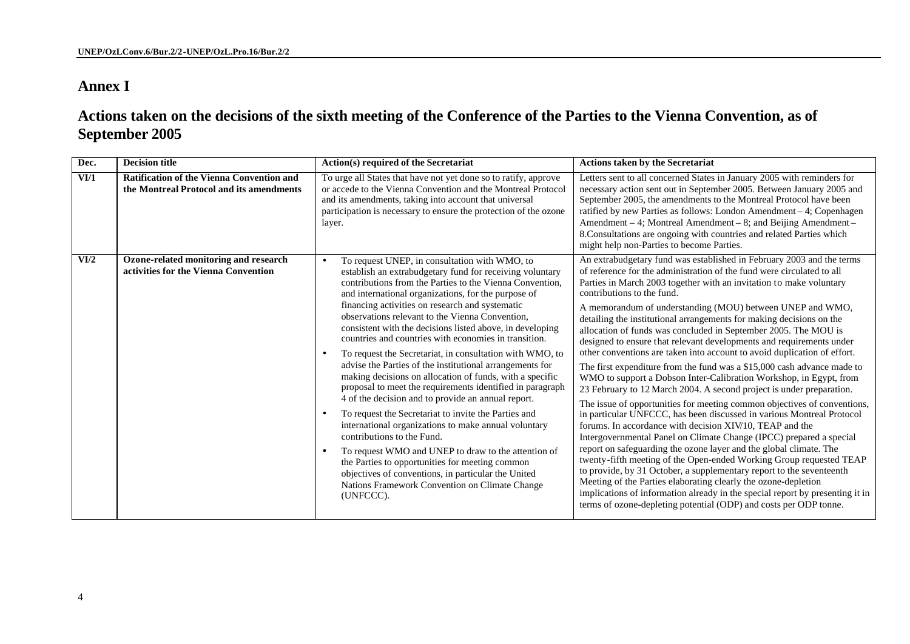## Annex I

## Actions taken on the decisions of the sixth meeting of the Conference of the Parties to the Vienna Convention, as of September 2005

| Dec. | Decision title | Action(s) required of the Secretariat | Actions taken by the Secretariat |
|---|---|---|---|
| **VI/1** | **Ratification of the Vienna Convention and the Montreal Protocol and its amendments** | To urge all States that have not yet done so to ratify, approve or accede to the Vienna Convention and the Montreal Protocol and its amendments, taking into account that universal participation is necessary to ensure the protection of the ozone layer. | Letters sent to all concerned States in January 2005 with reminders for necessary action sent out in September 2005. Between January 2005 and September 2005, the amendments to the Montreal Protocol have been ratified by new Parties as follows: London Amendment – 4; Copenhagen Amendment – 4; Montreal Amendment – 8; and Beijing Amendment – 8.Consultations are ongoing with countries and related Parties which might help non-Parties to become Parties. |
| **VI/2** | **Ozone-related monitoring and research activities for the Vienna Convention** | • To request UNEP, in consultation with WMO, to establish an extrabudgetary fund for receiving voluntary contributions from the Parties to the Vienna Convention, and international organizations, for the purpose of financing activities on research and systematic observations relevant to the Vienna Convention, consistent with the decisions listed above, in developing countries and countries with economies in transition.<br>• To request the Secretariat, in consultation with WMO, to advise the Parties of the institutional arrangements for making decisions on allocation of funds, with a specific proposal to meet the requirements identified in paragraph 4 of the decision and to provide an annual report.<br>• To request the Secretariat to invite the Parties and international organizations to make annual voluntary contributions to the Fund.<br>• To request WMO and UNEP to draw to the attention of the Parties to opportunities for meeting common objectives of conventions, in particular the United Nations Framework Convention on Climate Change (UNFCCC). | An extrabudgetary fund was established in February 2003 and the terms of reference for the administration of the fund were circulated to all Parties in March 2003 together with an invitation to make voluntary contributions to the fund.<br>A memorandum of understanding (MOU) between UNEP and WMO, detailing the institutional arrangements for making decisions on the allocation of funds was concluded in September 2005. The MOU is designed to ensure that relevant developments and requirements under other conventions are taken into account to avoid duplication of effort.<br>The first expenditure from the fund was a $15,000 cash advance made to WMO to support a Dobson Inter-Calibration Workshop, in Egypt, from 23 February to 12 March 2004. A second project is under preparation.<br>The issue of opportunities for meeting common objectives of conventions, in particular UNFCCC, has been discussed in various Montreal Protocol forums. In accordance with decision XIV/10, TEAP and the Intergovernmental Panel on Climate Change (IPCC) prepared a special report on safeguarding the ozone layer and the global climate. The twenty-fifth meeting of the Open-ended Working Group requested TEAP to provide, by 31 October, a supplementary report to the seventeenth Meeting of the Parties elaborating clearly the ozone-depletion implications of information already in the special report by presenting it in terms of ozone-depleting potential (ODP) and costs per ODP tonne. |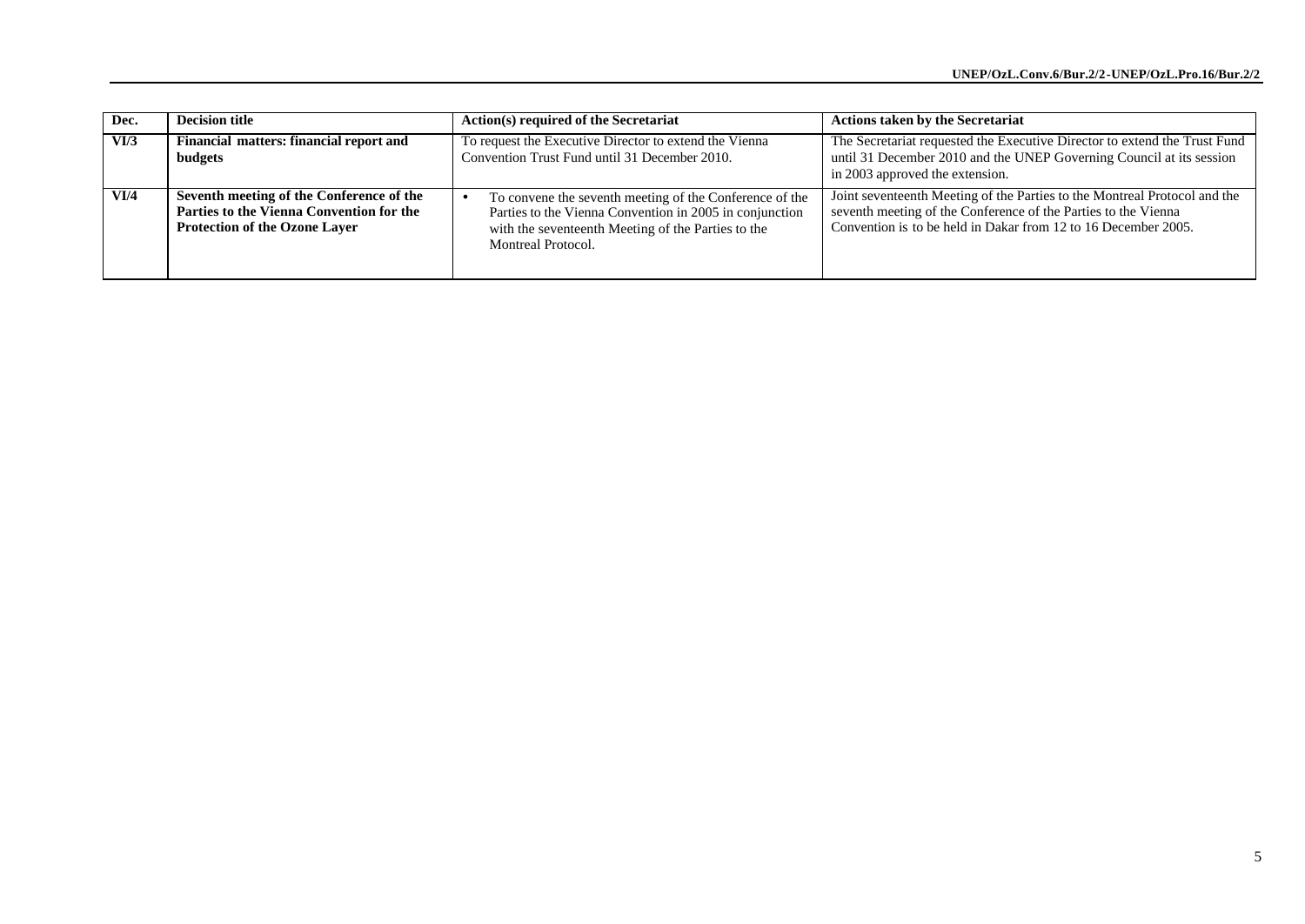| Dec. | Decision title | Action(s) required of the Secretariat | Actions taken by the Secretariat |
|---|---|---|---|
| VI/3 | **Financial matters: financial report and budgets** | To request the Executive Director to extend the Vienna Convention Trust Fund until 31 December 2010. | The Secretariat requested the Executive Director to extend the Trust Fund until 31 December 2010 and the UNEP Governing Council at its session in 2003 approved the extension. |
| VI/4 | **Seventh meeting of the Conference of the Parties to the Vienna Convention for the Protection of the Ozone Layer** | • To convene the seventh meeting of the Conference of the Parties to the Vienna Convention in 2005 in conjunction with the seventeenth Meeting of the Parties to the Montreal Protocol. | Joint seventeenth Meeting of the Parties to the Montreal Protocol and the seventh meeting of the Conference of the Parties to the Vienna Convention is to be held in Dakar from 12 to 16 December 2005. |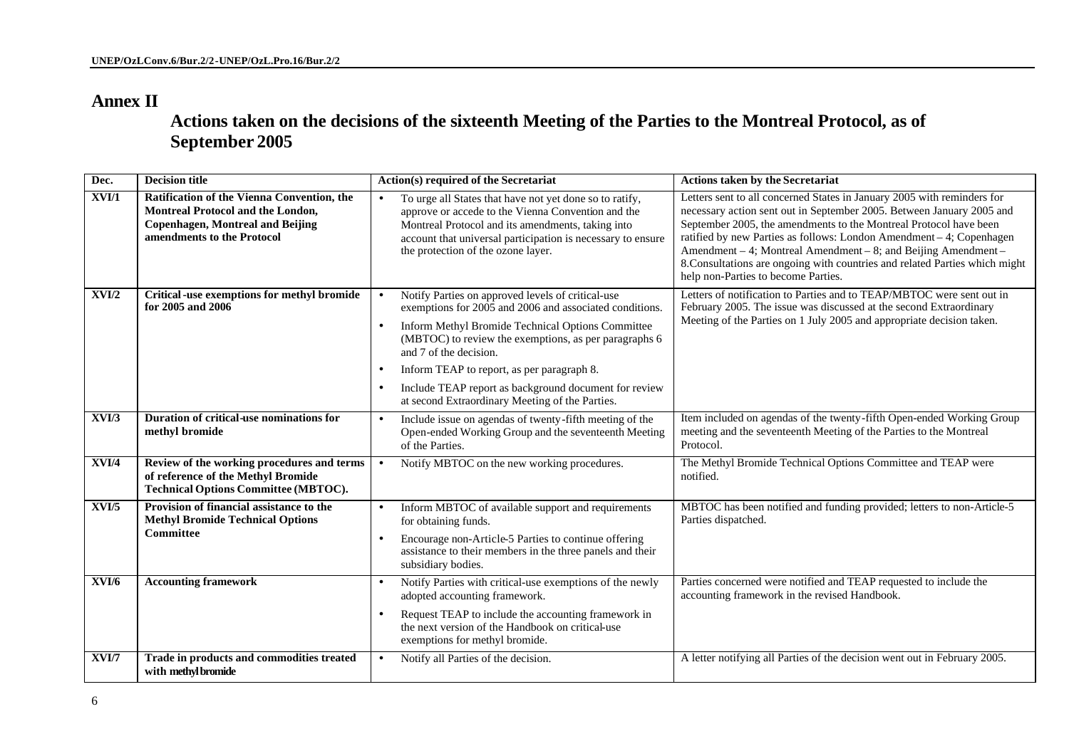## Annex II

### Actions taken on the decisions of the sixteenth Meeting of the Parties to the Montreal Protocol, as of September 2005

| Dec. | Decision title | Action(s) required of the Secretariat | Actions taken by the Secretariat |
|---|---|---|---|
| **XVI/1** | **Ratification of the Vienna Convention, the Montreal Protocol and the London, Copenhagen, Montreal and Beijing amendments to the Protocol** | • To urge all States that have not yet done so to ratify, approve or accede to the Vienna Convention and the Montreal Protocol and its amendments, taking into account that universal participation is necessary to ensure the protection of the ozone layer. | Letters sent to all concerned States in January 2005 with reminders for necessary action sent out in September 2005. Between January 2005 and September 2005, the amendments to the Montreal Protocol have been ratified by new Parties as follows: London Amendment – 4; Copenhagen Amendment – 4; Montreal Amendment – 8; and Beijing Amendment – 8.Consultations are ongoing with countries and related Parties which might help non-Parties to become Parties. |
| **XVI/2** | **Critical-use exemptions for methyl bromide for 2005 and 2006** | • Notify Parties on approved levels of critical-use exemptions for 2005 and 2006 and associated conditions.<br>• Inform Methyl Bromide Technical Options Committee (MBTOC) to review the exemptions, as per paragraphs 6 and 7 of the decision.<br>• Inform TEAP to report, as per paragraph 8.<br>• Include TEAP report as background document for review at second Extraordinary Meeting of the Parties. | Letters of notification to Parties and to TEAP/MBTOC were sent out in February 2005. The issue was discussed at the second Extraordinary Meeting of the Parties on 1 July 2005 and appropriate decision taken. |
| **XVI/3** | **Duration of critical-use nominations for methyl bromide** | • Include issue on agendas of twenty-fifth meeting of the Open-ended Working Group and the seventeenth Meeting of the Parties. | Item included on agendas of the twenty-fifth Open-ended Working Group meeting and the seventeenth Meeting of the Parties to the Montreal Protocol. |
| **XVI/4** | **Review of the working procedures and terms of reference of the Methyl Bromide Technical Options Committee (MBTOC).** | • Notify MBTOC on the new working procedures. | The Methyl Bromide Technical Options Committee and TEAP were notified. |
| **XVI/5** | **Provision of financial assistance to the Methyl Bromide Technical Options Committee** | • Inform MBTOC of available support and requirements for obtaining funds.<br>• Encourage non-Article-5 Parties to continue offering assistance to their members in the three panels and their subsidiary bodies. | MBTOC has been notified and funding provided; letters to non-Article-5 Parties dispatched. |
| **XVI/6** | **Accounting framework** | • Notify Parties with critical-use exemptions of the newly adopted accounting framework.<br>• Request TEAP to include the accounting framework in the next version of the Handbook on critical-use exemptions for methyl bromide. | Parties concerned were notified and TEAP requested to include the accounting framework in the revised Handbook. |
| **XVI/7** | **Trade in products and commodities treated with methyl bromide** | • Notify all Parties of the decision. | A letter notifying all Parties of the decision went out in February 2005. |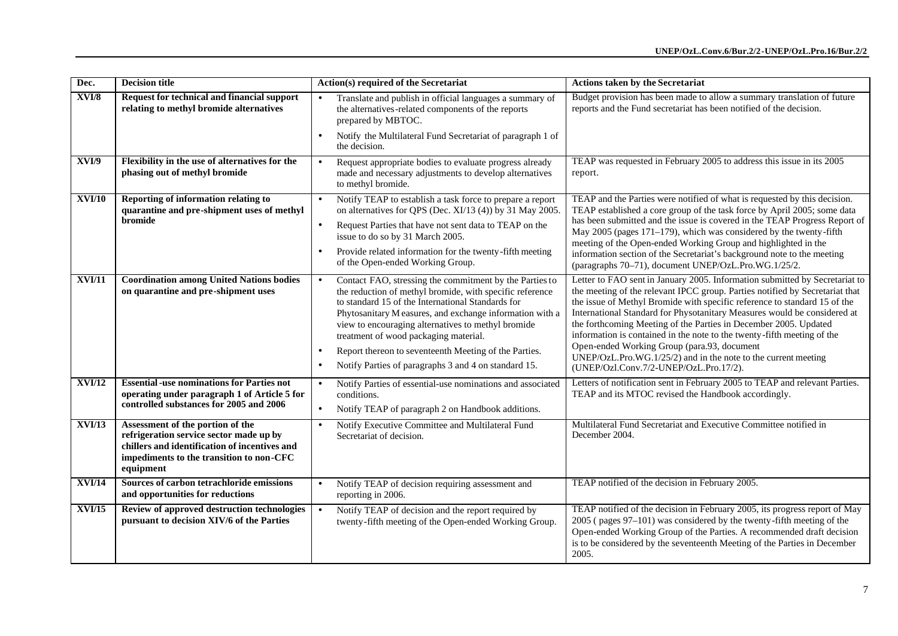| Dec. | Decision title | Action(s) required of the Secretariat | Actions taken by the Secretariat |
|---|---|---|---|
| **XVI/8** | **Request for technical and financial support relating to methyl bromide alternatives** | • Translate and publish in official languages a summary of the alternatives-related components of the reports prepared by MBTOC.<br>• Notify the Multilateral Fund Secretariat of paragraph 1 of the decision. | Budget provision has been made to allow a summary translation of future reports and the Fund secretariat has been notified of the decision. |
| **XVI/9** | **Flexibility in the use of alternatives for the phasing out of methyl bromide** | • Request appropriate bodies to evaluate progress already made and necessary adjustments to develop alternatives to methyl bromide. | TEAP was requested in February 2005 to address this issue in its 2005 report. |
| **XVI/10** | **Reporting of information relating to quarantine and pre-shipment uses of methyl bromide** | • Notify TEAP to establish a task force to prepare a report on alternatives for QPS (Dec. XI/13 (4)) by 31 May 2005.<br>• Request Parties that have not sent data to TEAP on the issue to do so by 31 March 2005.<br>• Provide related information for the twenty-fifth meeting of the Open-ended Working Group. | TEAP and the Parties were notified of what is requested by this decision. TEAP established a core group of the task force by April 2005; some data has been submitted and the issue is covered in the TEAP Progress Report of May 2005 (pages 171–179), which was considered by the twenty-fifth meeting of the Open-ended Working Group and highlighted in the information section of the Secretariat's background note to the meeting (paragraphs 70–71), document UNEP/OzL.Pro.WG.1/25/2. |
| **XVI/11** | **Coordination among United Nations bodies on quarantine and pre-shipment uses** | • Contact FAO, stressing the commitment by the Parties to the reduction of methyl bromide, with specific reference to standard 15 of the International Standards for Phytosanitary Measures, and exchange information with a view to encouraging alternatives to methyl bromide treatment of wood packaging material.<br>• Report thereon to seventeenth Meeting of the Parties.<br>• Notify Parties of paragraphs 3 and 4 on standard 15. | Letter to FAO sent in January 2005. Information submitted by Secretariat to the meeting of the relevant IPCC group. Parties notified by Secretariat that the issue of Methyl Bromide with specific reference to standard 15 of the International Standard for Physotanitary Measures would be considered at the forthcoming Meeting of the Parties in December 2005. Updated information is contained in the note to the twenty-fifth meeting of the Open-ended Working Group (para.93, document UNEP/OzL.Pro.WG.1/25/2) and in the note to the current meeting (UNEP/Ozl.Conv.7/2-UNEP/OzL.Pro.17/2). |
| **XVI/12** | **Essential-use nominations for Parties not operating under paragraph 1 of Article 5 for controlled substances for 2005 and 2006** | • Notify Parties of essential-use nominations and associated conditions.<br>• Notify TEAP of paragraph 2 on Handbook additions. | Letters of notification sent in February 2005 to TEAP and relevant Parties. TEAP and its MTOC revised the Handbook accordingly. |
| **XVI/13** | **Assessment of the portion of the refrigeration service sector made up by chillers and identification of incentives and impediments to the transition to non-CFC equipment** | • Notify Executive Committee and Multilateral Fund Secretariat of decision. | Multilateral Fund Secretariat and Executive Committee notified in December 2004. |
| **XVI/14** | **Sources of carbon tetrachloride emissions and opportunities for reductions** | • Notify TEAP of decision requiring assessment and reporting in 2006. | TEAP notified of the decision in February 2005. |
| **XVI/15** | **Review of approved destruction technologies pursuant to decision XIV/6 of the Parties** | • Notify TEAP of decision and the report required by twenty-fifth meeting of the Open-ended Working Group. | TEAP notified of the decision in February 2005, its progress report of May 2005 ( pages 97–101) was considered by the twenty-fifth meeting of the Open-ended Working Group of the Parties. A recommended draft decision is to be considered by the seventeenth Meeting of the Parties in December 2005. |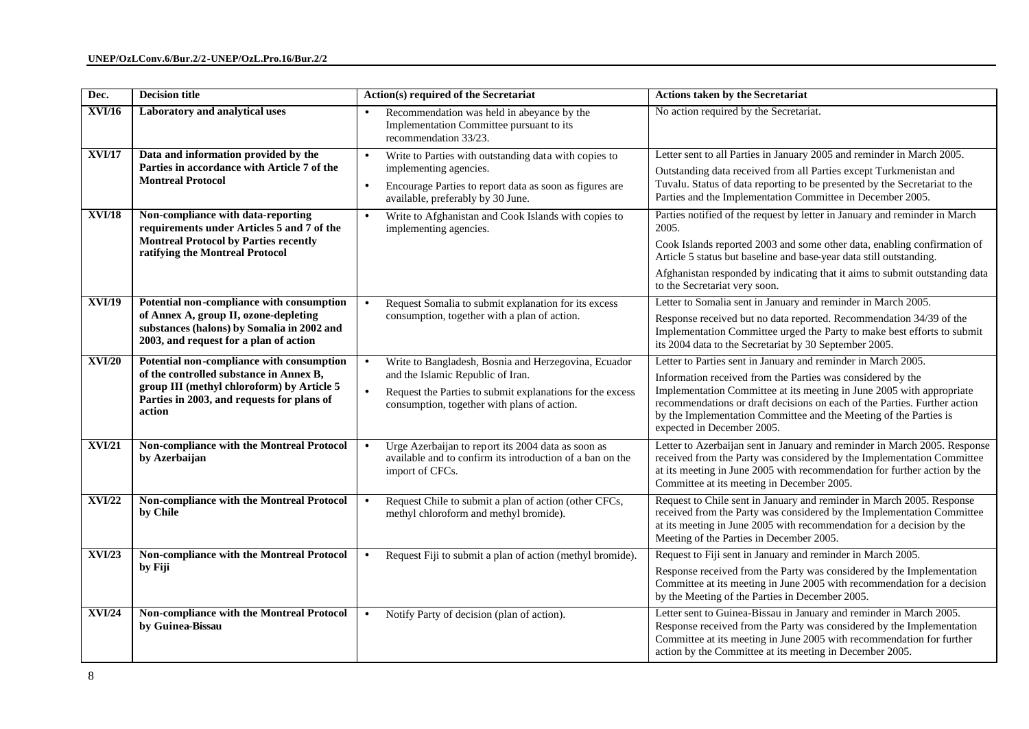| Dec. | Decision title | Action(s) required of the Secretariat | Actions taken by the Secretariat |
|---|---|---|---|
| **XVI/16** | **Laboratory and analytical uses** | • Recommendation was held in abeyance by the Implementation Committee pursuant to its recommendation 33/23. | No action required by the Secretariat. |
| **XVI/17** | **Data and information provided by the Parties in accordance with Article 7 of the Montreal Protocol** | • Write to Parties with outstanding data with copies to implementing agencies.<br>• Encourage Parties to report data as soon as figures are available, preferably by 30 June. | Letter sent to all Parties in January 2005 and reminder in March 2005.<br>Outstanding data received from all Parties except Turkmenistan and Tuvalu. Status of data reporting to be presented by the Secretariat to the Parties and the Implementation Committee in December 2005. |
| **XVI/18** | **Non-compliance with data-reporting requirements under Articles 5 and 7 of the Montreal Protocol by Parties recently ratifying the Montreal Protocol** | • Write to Afghanistan and Cook Islands with copies to implementing agencies. | Parties notified of the request by letter in January and reminder in March 2005.<br>Cook Islands reported 2003 and some other data, enabling confirmation of Article 5 status but baseline and base-year data still outstanding.<br>Afghanistan responded by indicating that it aims to submit outstanding data to the Secretariat very soon. |
| **XVI/19** | **Potential non-compliance with consumption of Annex A, group II, ozone-depleting substances (halons) by Somalia in 2002 and 2003, and request for a plan of action** | • Request Somalia to submit explanation for its excess consumption, together with a plan of action. | Letter to Somalia sent in January and reminder in March 2005.<br>Response received but no data reported. Recommendation 34/39 of the Implementation Committee urged the Party to make best efforts to submit its 2004 data to the Secretariat by 30 September 2005. |
| **XVI/20** | **Potential non-compliance with consumption of the controlled substance in Annex B, group III (methyl chloroform) by Article 5 Parties in 2003, and requests for plans of action** | • Write to Bangladesh, Bosnia and Herzegovina, Ecuador and the Islamic Republic of Iran.<br>• Request the Parties to submit explanations for the excess consumption, together with plans of action. | Letter to Parties sent in January and reminder in March 2005.<br>Information received from the Parties was considered by the Implementation Committee at its meeting in June 2005 with appropriate recommendations or draft decisions on each of the Parties. Further action by the Implementation Committee and the Meeting of the Parties is expected in December 2005. |
| **XVI/21** | **Non-compliance with the Montreal Protocol by Azerbaijan** | • Urge Azerbaijan to report its 2004 data as soon as available and to confirm its introduction of a ban on the import of CFCs. | Letter to Azerbaijan sent in January and reminder in March 2005. Response received from the Party was considered by the Implementation Committee at its meeting in June 2005 with recommendation for further action by the Committee at its meeting in December 2005. |
| **XVI/22** | **Non-compliance with the Montreal Protocol by Chile** | • Request Chile to submit a plan of action (other CFCs, methyl chloroform and methyl bromide). | Request to Chile sent in January and reminder in March 2005. Response received from the Party was considered by the Implementation Committee at its meeting in June 2005 with recommendation for a decision by the Meeting of the Parties in December 2005. |
| **XVI/23** | **Non-compliance with the Montreal Protocol by Fiji** | • Request Fiji to submit a plan of action (methyl bromide). | Request to Fiji sent in January and reminder in March 2005.<br>Response received from the Party was considered by the Implementation Committee at its meeting in June 2005 with recommendation for a decision by the Meeting of the Parties in December 2005. |
| **XVI/24** | **Non-compliance with the Montreal Protocol by Guinea-Bissau** | • Notify Party of decision (plan of action). | Letter sent to Guinea-Bissau in January and reminder in March 2005. Response received from the Party was considered by the Implementation Committee at its meeting in June 2005 with recommendation for further action by the Committee at its meeting in December 2005. |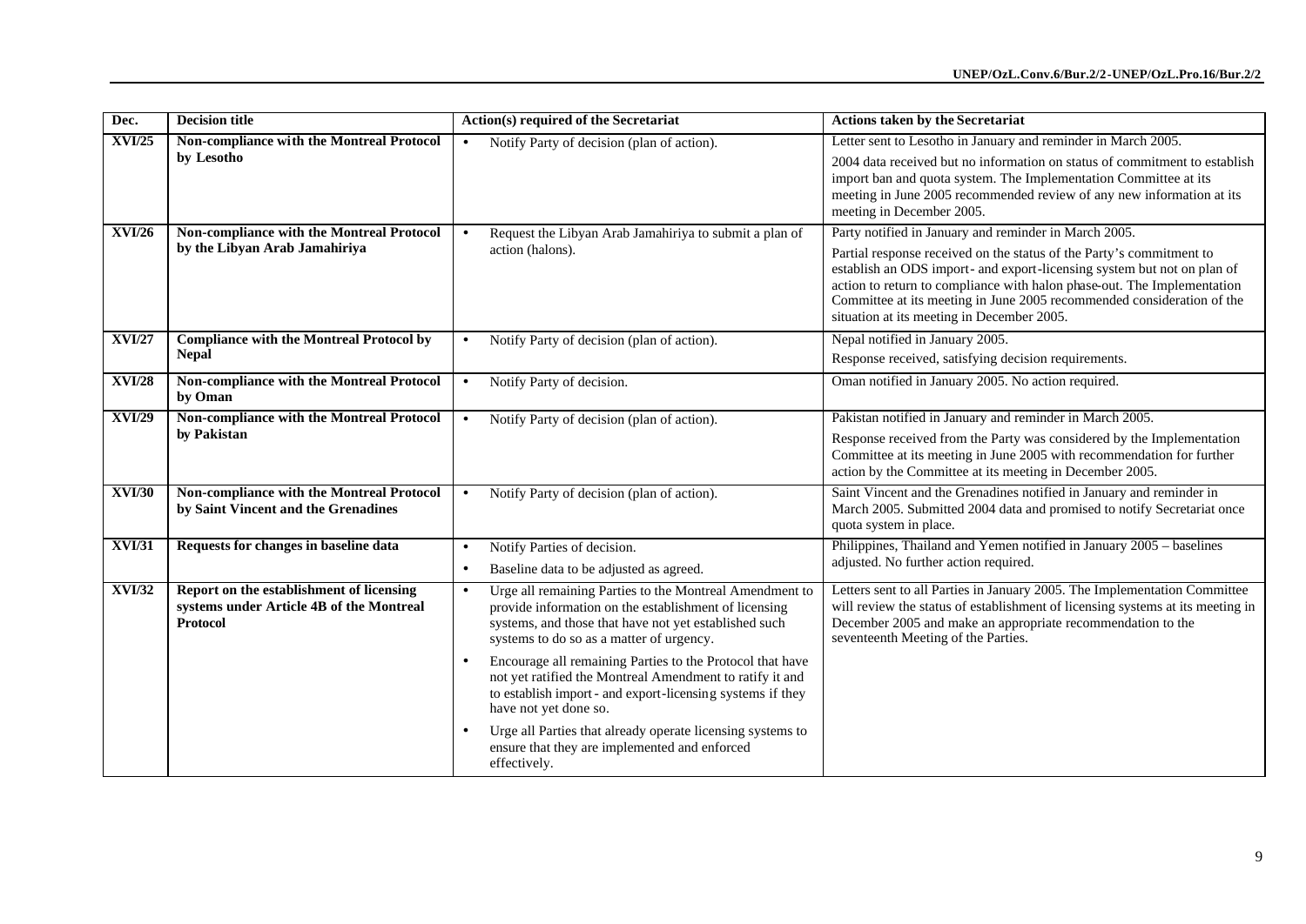| Dec. | Decision title | Action(s) required of the Secretariat | Actions taken by the Secretariat |
|---|---|---|---|
| **XVI/25** | **Non-compliance with the Montreal Protocol by Lesotho** | • Notify Party of decision (plan of action). | Letter sent to Lesotho in January and reminder in March 2005.<br><br>2004 data received but no information on status of commitment to establish import ban and quota system. The Implementation Committee at its meeting in June 2005 recommended review of any new information at its meeting in December 2005. |
| **XVI/26** | **Non-compliance with the Montreal Protocol by the Libyan Arab Jamahiriya** | • Request the Libyan Arab Jamahiriya to submit a plan of action (halons). | Party notified in January and reminder in March 2005.<br><br>Partial response received on the status of the Party's commitment to establish an ODS import- and export-licensing system but not on plan of action to return to compliance with halon phase-out. The Implementation Committee at its meeting in June 2005 recommended consideration of the situation at its meeting in December 2005. |
| **XVI/27** | **Compliance with the Montreal Protocol by Nepal** | • Notify Party of decision (plan of action). | Nepal notified in January 2005.<br><br>Response received, satisfying decision requirements. |
| **XVI/28** | **Non-compliance with the Montreal Protocol by Oman** | • Notify Party of decision. | Oman notified in January 2005. No action required. |
| **XVI/29** | **Non-compliance with the Montreal Protocol by Pakistan** | • Notify Party of decision (plan of action). | Pakistan notified in January and reminder in March 2005.<br><br>Response received from the Party was considered by the Implementation Committee at its meeting in June 2005 with recommendation for further action by the Committee at its meeting in December 2005. |
| **XVI/30** | **Non-compliance with the Montreal Protocol by Saint Vincent and the Grenadines** | • Notify Party of decision (plan of action). | Saint Vincent and the Grenadines notified in January and reminder in March 2005. Submitted 2004 data and promised to notify Secretariat once quota system in place. |
| **XVI/31** | **Requests for changes in baseline data** | • Notify Parties of decision.<br>• Baseline data to be adjusted as agreed. | Philippines, Thailand and Yemen notified in January 2005 – baselines adjusted. No further action required. |
| **XVI/32** | **Report on the establishment of licensing systems under Article 4B of the Montreal Protocol** | • Urge all remaining Parties to the Montreal Amendment to provide information on the establishment of licensing systems, and those that have not yet established such systems to do so as a matter of urgency.<br>• Encourage all remaining Parties to the Protocol that have not yet ratified the Montreal Amendment to ratify it and to establish import- and export-licensing systems if they have not yet done so.<br>• Urge all Parties that already operate licensing systems to ensure that they are implemented and enforced effectively. | Letters sent to all Parties in January 2005. The Implementation Committee will review the status of establishment of licensing systems at its meeting in December 2005 and make an appropriate recommendation to the seventeenth Meeting of the Parties. |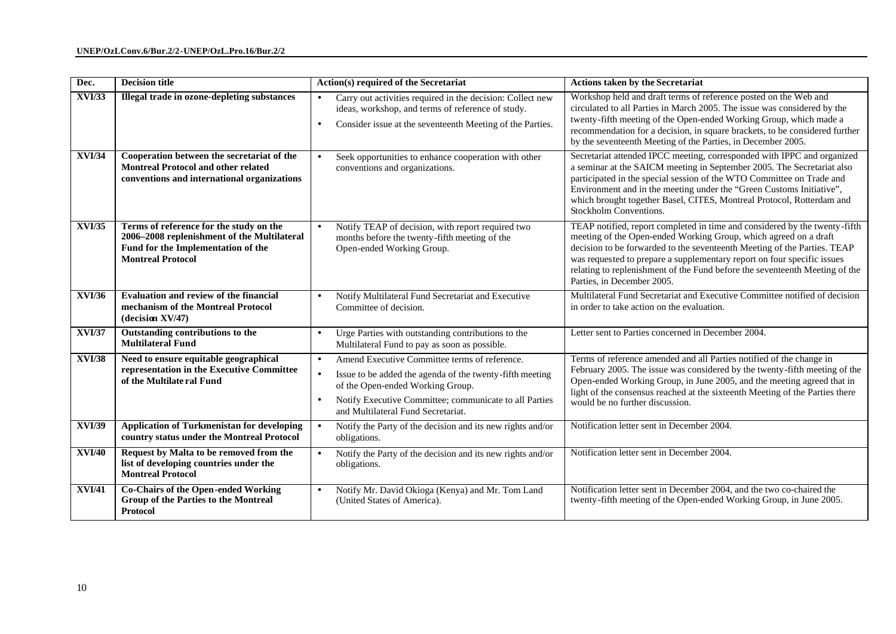| Dec. | Decision title | Action(s) required of the Secretariat | Actions taken by the Secretariat |
|---|---|---|---|
| **XVI/33** | **Illegal trade in ozone-depleting substances** | • Carry out activities required in the decision: Collect new ideas, workshop, and terms of reference of study.<br>• Consider issue at the seventeenth Meeting of the Parties. | Workshop held and draft terms of reference posted on the Web and circulated to all Parties in March 2005. The issue was considered by the twenty-fifth meeting of the Open-ended Working Group, which made a recommendation for a decision, in square brackets, to be considered further by the seventeenth Meeting of the Parties, in December 2005. |
| **XVI/34** | **Cooperation between the secretariat of the Montreal Protocol and other related conventions and international organizations** | • Seek opportunities to enhance cooperation with other conventions and organizations. | Secretariat attended IPCC meeting, corresponded with IPPC and organized a seminar at the SAICM meeting in September 2005. The Secretariat also participated in the special session of the WTO Committee on Trade and Environment and in the meeting under the "Green Customs Initiative", which brought together Basel, CITES, Montreal Protocol, Rotterdam and Stockholm Conventions. |
| **XVI/35** | **Terms of reference for the study on the 2006–2008 replenishment of the Multilateral Fund for the Implementation of the Montreal Protocol** | • Notify TEAP of decision, with report required two months before the twenty-fifth meeting of the Open-ended Working Group. | TEAP notified, report completed in time and considered by the twenty-fifth meeting of the Open-ended Working Group, which agreed on a draft decision to be forwarded to the seventeenth Meeting of the Parties. TEAP was requested to prepare a supplementary report on four specific issues relating to replenishment of the Fund before the seventeenth Meeting of the Parties, in December 2005. |
| **XVI/36** | **Evaluation and review of the financial mechanism of the Montreal Protocol (decision XV/47)** | • Notify Multilateral Fund Secretariat and Executive Committee of decision. | Multilateral Fund Secretariat and Executive Committee notified of decision in order to take action on the evaluation. |
| **XVI/37** | **Outstanding contributions to the Multilateral Fund** | • Urge Parties with outstanding contributions to the Multilateral Fund to pay as soon as possible. | Letter sent to Parties concerned in December 2004. |
| **XVI/38** | **Need to ensure equitable geographical representation in the Executive Committee of the Multilateral Fund** | • Amend Executive Committee terms of reference.<br>• Issue to be added the agenda of the twenty-fifth meeting of the Open-ended Working Group.<br>• Notify Executive Committee; communicate to all Parties and Multilateral Fund Secretariat. | Terms of reference amended and all Parties notified of the change in February 2005. The issue was considered by the twenty-fifth meeting of the Open-ended Working Group, in June 2005, and the meeting agreed that in light of the consensus reached at the sixteenth Meeting of the Parties there would be no further discussion. |
| **XVI/39** | **Application of Turkmenistan for developing country status under the Montreal Protocol** | • Notify the Party of the decision and its new rights and/or obligations. | Notification letter sent in December 2004. |
| **XVI/40** | **Request by Malta to be removed from the list of developing countries under the Montreal Protocol** | • Notify the Party of the decision and its new rights and/or obligations. | Notification letter sent in December 2004. |
| **XVI/41** | **Co-Chairs of the Open-ended Working Group of the Parties to the Montreal Protocol** | • Notify Mr. David Okioga (Kenya) and Mr. Tom Land (United States of America). | Notification letter sent in December 2004, and the two co-chaired the twenty-fifth meeting of the Open-ended Working Group, in June 2005. |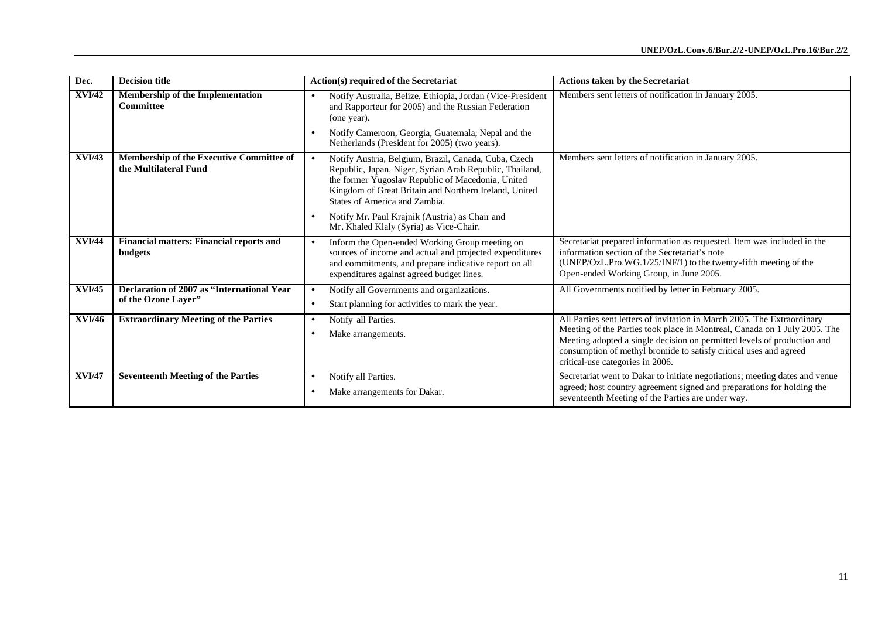| Dec. | Decision title | Action(s) required of the Secretariat | Actions taken by the Secretariat |
|---|---|---|---|
| **XVI/42** | **Membership of the Implementation Committee** | • Notify Australia, Belize, Ethiopia, Jordan (Vice-President and Rapporteur for 2005) and the Russian Federation (one year).<br>• Notify Cameroon, Georgia, Guatemala, Nepal and the Netherlands (President for 2005) (two years). | Members sent letters of notification in January 2005. |
| **XVI/43** | **Membership of the Executive Committee of the Multilateral Fund** | • Notify Austria, Belgium, Brazil, Canada, Cuba, Czech Republic, Japan, Niger, Syrian Arab Republic, Thailand, the former Yugoslav Republic of Macedonia, United Kingdom of Great Britain and Northern Ireland, United States of America and Zambia.<br>• Notify Mr. Paul Krajnik (Austria) as Chair and Mr. Khaled Klaly (Syria) as Vice-Chair. | Members sent letters of notification in January 2005. |
| **XVI/44** | **Financial matters: Financial reports and budgets** | • Inform the Open-ended Working Group meeting on sources of income and actual and projected expenditures and commitments, and prepare indicative report on all expenditures against agreed budget lines. | Secretariat prepared information as requested. Item was included in the information section of the Secretariat's note (UNEP/OzL.Pro.WG.1/25/INF/1) to the twenty-fifth meeting of the Open-ended Working Group, in June 2005. |
| **XVI/45** | **Declaration of 2007 as "International Year of the Ozone Layer"** | • Notify all Governments and organizations.<br>• Start planning for activities to mark the year. | All Governments notified by letter in February 2005. |
| **XVI/46** | **Extraordinary Meeting of the Parties** | • Notify all Parties.<br>• Make arrangements. | All Parties sent letters of invitation in March 2005. The Extraordinary Meeting of the Parties took place in Montreal, Canada on 1 July 2005. The Meeting adopted a single decision on permitted levels of production and consumption of methyl bromide to satisfy critical uses and agreed critical-use categories in 2006. |
| **XVI/47** | **Seventeenth Meeting of the Parties** | • Notify all Parties.<br>• Make arrangements for Dakar. | Secretariat went to Dakar to initiate negotiations; meeting dates and venue agreed; host country agreement signed and preparations for holding the seventeenth Meeting of the Parties are under way. |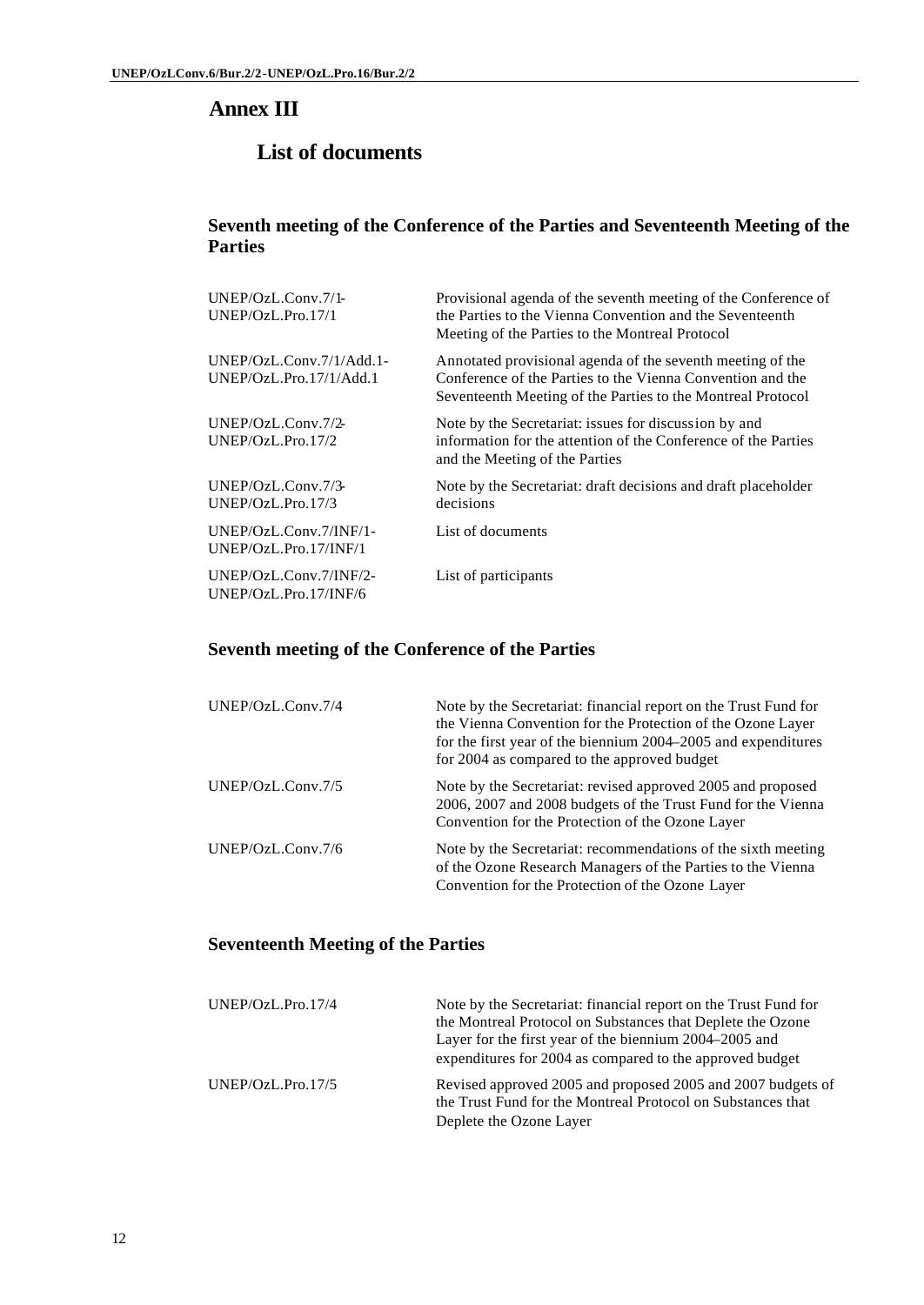# Annex III

## List of documents

### Seventh meeting of the Conference of the Parties and Seventeenth Meeting of the Parties

| | |
|---|---|
| UNEP/OzL.Conv.7/1-UNEP/OzL.Pro.17/1 | Provisional agenda of the seventh meeting of the Conference of the Parties to the Vienna Convention and the Seventeenth Meeting of the Parties to the Montreal Protocol |
| UNEP/OzL.Conv.7/1/Add.1-UNEP/OzL.Pro.17/1/Add.1 | Annotated provisional agenda of the seventh meeting of the Conference of the Parties to the Vienna Convention and the Seventeenth Meeting of the Parties to the Montreal Protocol |
| UNEP/OzL.Conv.7/2-UNEP/OzL.Pro.17/2 | Note by the Secretariat: issues for discussion by and information for the attention of the Conference of the Parties and the Meeting of the Parties |
| UNEP/OzL.Conv.7/3-UNEP/OzL.Pro.17/3 | Note by the Secretariat: draft decisions and draft placeholder decisions |
| UNEP/OzL.Conv.7/INF/1-UNEP/OzL.Pro.17/INF/1 | List of documents |
| UNEP/OzL.Conv.7/INF/2-UNEP/OzL.Pro.17/INF/6 | List of participants |

### Seventh meeting of the Conference of the Parties

| | |
|---|---|
| UNEP/OzL.Conv.7/4 | Note by the Secretariat: financial report on the Trust Fund for the Vienna Convention for the Protection of the Ozone Layer for the first year of the biennium 2004–2005 and expenditures for 2004 as compared to the approved budget |
| UNEP/OzL.Conv.7/5 | Note by the Secretariat: revised approved 2005 and proposed 2006, 2007 and 2008 budgets of the Trust Fund for the Vienna Convention for the Protection of the Ozone Layer |
| UNEP/OzL.Conv.7/6 | Note by the Secretariat: recommendations of the sixth meeting of the Ozone Research Managers of the Parties to the Vienna Convention for the Protection of the Ozone Layer |

### Seventeenth Meeting of the Parties

| | |
|---|---|
| UNEP/OzL.Pro.17/4 | Note by the Secretariat: financial report on the Trust Fund for the Montreal Protocol on Substances that Deplete the Ozone Layer for the first year of the biennium 2004–2005 and expenditures for 2004 as compared to the approved budget |
| UNEP/OzL.Pro.17/5 | Revised approved 2005 and proposed 2005 and 2007 budgets of the Trust Fund for the Montreal Protocol on Substances that Deplete the Ozone Layer |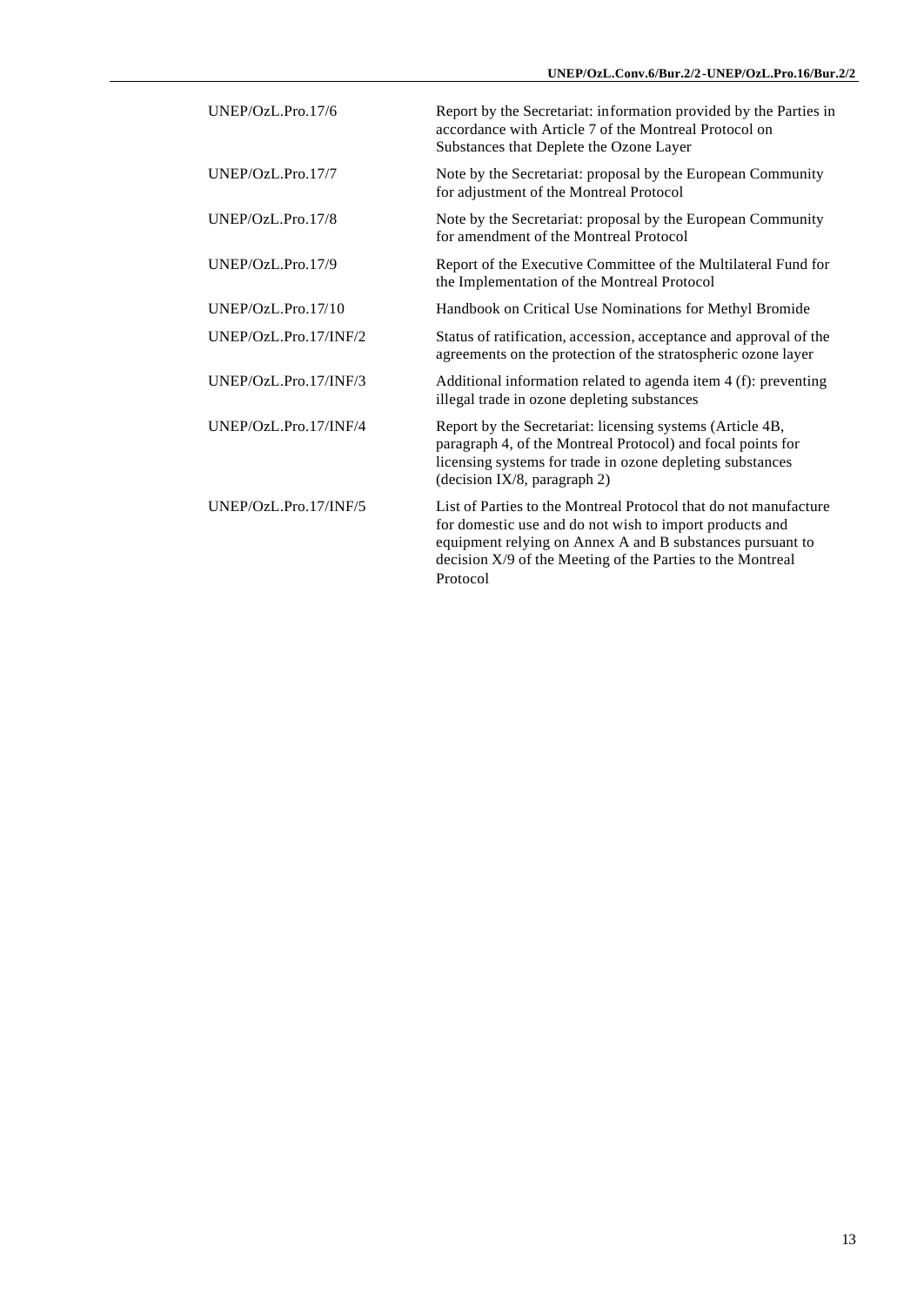| | |
|---|---|
| UNEP/OzL.Pro.17/6 | Report by the Secretariat: information provided by the Parties in accordance with Article 7 of the Montreal Protocol on Substances that Deplete the Ozone Layer |
| UNEP/OzL.Pro.17/7 | Note by the Secretariat: proposal by the European Community for adjustment of the Montreal Protocol |
| UNEP/OzL.Pro.17/8 | Note by the Secretariat: proposal by the European Community for amendment of the Montreal Protocol |
| UNEP/OzL.Pro.17/9 | Report of the Executive Committee of the Multilateral Fund for the Implementation of the Montreal Protocol |
| UNEP/OzL.Pro.17/10 | Handbook on Critical Use Nominations for Methyl Bromide |
| UNEP/OzL.Pro.17/INF/2 | Status of ratification, accession, acceptance and approval of the agreements on the protection of the stratospheric ozone layer |
| UNEP/OzL.Pro.17/INF/3 | Additional information related to agenda item 4 (f): preventing illegal trade in ozone depleting substances |
| UNEP/OzL.Pro.17/INF/4 | Report by the Secretariat: licensing systems (Article 4B, paragraph 4, of the Montreal Protocol) and focal points for licensing systems for trade in ozone depleting substances (decision IX/8, paragraph 2) |
| UNEP/OzL.Pro.17/INF/5 | List of Parties to the Montreal Protocol that do not manufacture for domestic use and do not wish to import products and equipment relying on Annex A and B substances pursuant to decision X/9 of the Meeting of the Parties to the Montreal Protocol |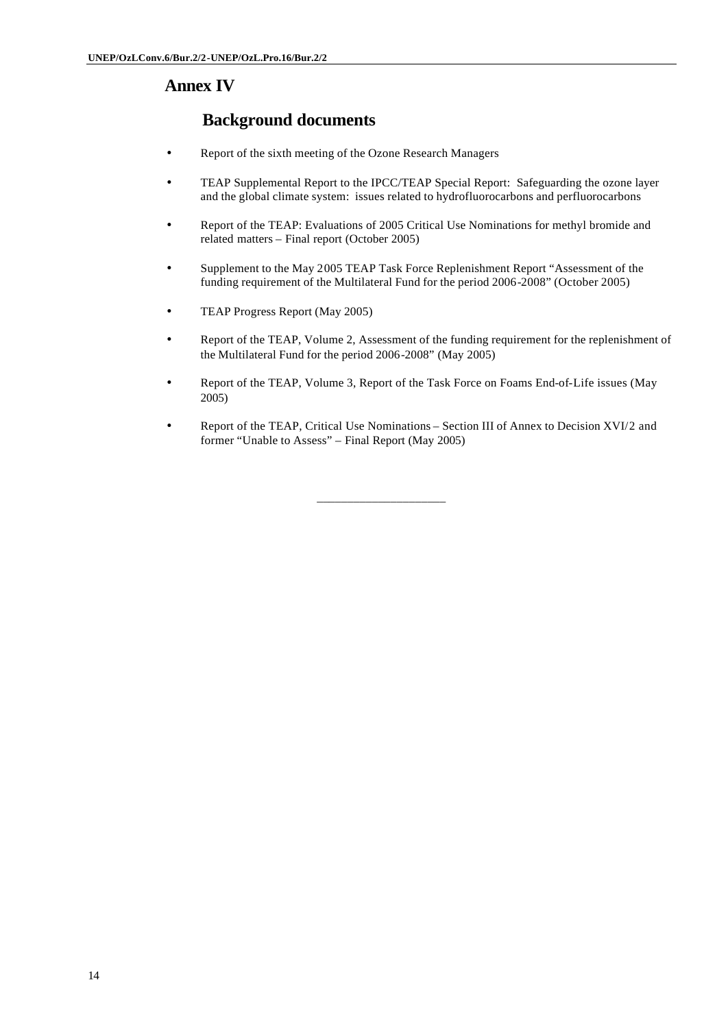# Annex IV

## Background documents

- Report of the sixth meeting of the Ozone Research Managers
- TEAP Supplemental Report to the IPCC/TEAP Special Report: Safeguarding the ozone layer and the global climate system: issues related to hydrofluorocarbons and perfluorocarbons
- Report of the TEAP: Evaluations of 2005 Critical Use Nominations for methyl bromide and related matters – Final report (October 2005)
- Supplement to the May 2005 TEAP Task Force Replenishment Report "Assessment of the funding requirement of the Multilateral Fund for the period 2006-2008" (October 2005)
- TEAP Progress Report (May 2005)
- Report of the TEAP, Volume 2, Assessment of the funding requirement for the replenishment of the Multilateral Fund for the period 2006-2008" (May 2005)
- Report of the TEAP, Volume 3, Report of the Task Force on Foams End-of-Life issues (May 2005)
- Report of the TEAP, Critical Use Nominations – Section III of Annex to Decision XVI/2 and former "Unable to Assess" – Final Report (May 2005)

____________________